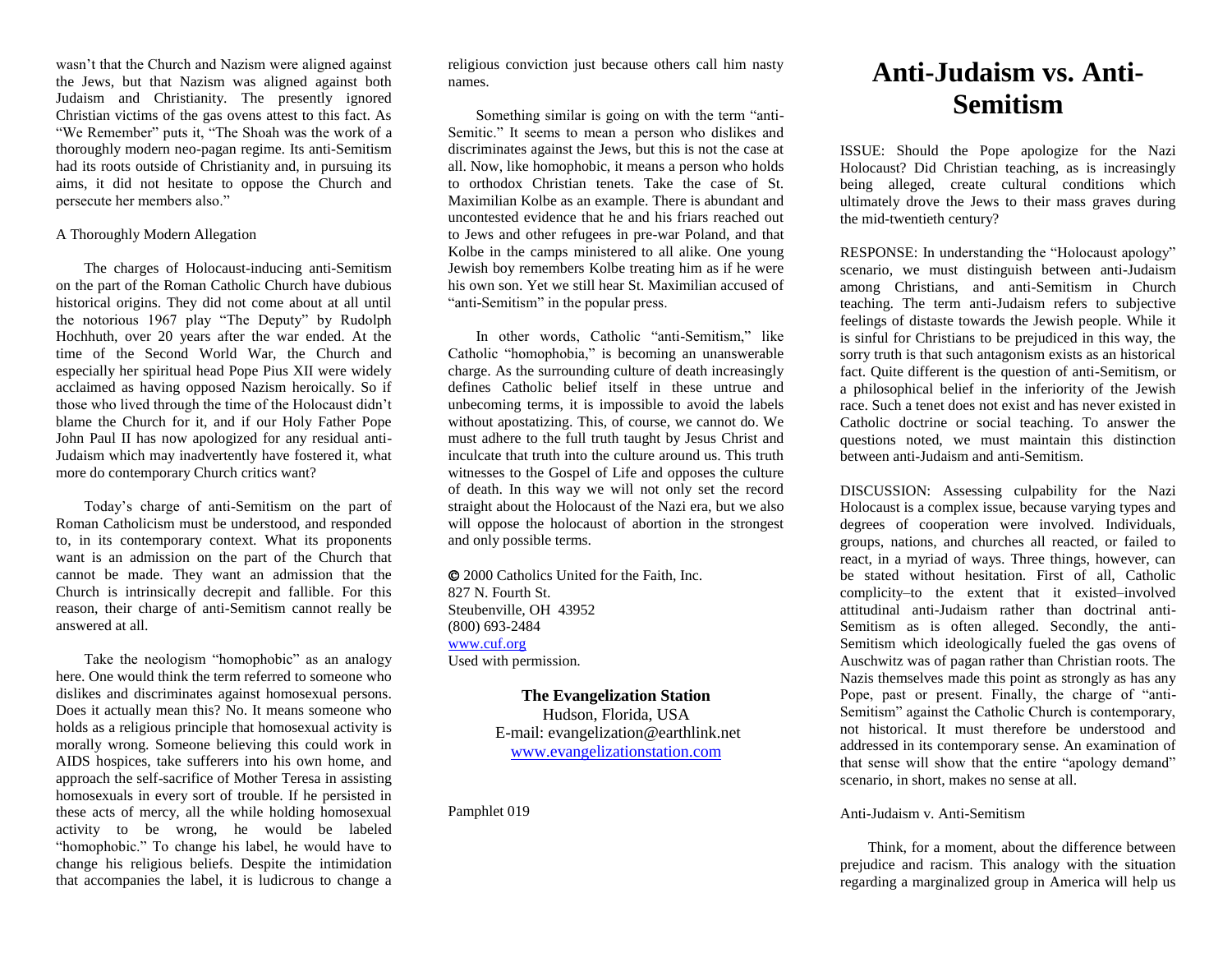wasn't that the Church and Nazism were aligned against the Jews, but that Nazism was aligned against both Judaism and Christianity. The presently ignored Christian victims of the gas ovens attest to this fact. As "We Remember" puts it, "The Shoah was the work of a thoroughly modern neo-pagan regime. Its anti-Semitism had its roots outside of Christianity and, in pursuing its aims, it did not hesitate to oppose the Church and persecute her members also."

A Thoroughly Modern Allegation

The charges of Holocaust-inducing anti-Semitism on the part of the Roman Catholic Church have dubious historical origins. They did not come about at all until the notorious 1967 play "The Deputy" by Rudolph Hochhuth, over 20 years after the war ended. At the time of the Second World War, the Church and especially her spiritual head Pope Pius XII were widely acclaimed as having opposed Nazism heroically. So if those who lived through the time of the Holocaust didn't blame the Church for it, and if our Holy Father Pope John Paul II has now apologized for any residual anti-Judaism which may inadvertently have fostered it, what more do contemporary Church critics want?

Today's charge of anti-Semitism on the part of Roman Catholicism must be understood, and responded to, in its contemporary context. What its proponents want is an admission on the part of the Church that cannot be made. They want an admission that the Church is intrinsically decrepit and fallible. For this reason, their charge of anti-Semitism cannot really be answered at all.

Take the neologism "homophobic" as an analogy here. One would think the term referred to someone who dislikes and discriminates against homosexual persons. Does it actually mean this? No. It means someone who holds as a religious principle that homosexual activity is morally wrong. Someone believing this could work in AIDS hospices, take sufferers into his own home, and approach the self-sacrifice of Mother Teresa in assisting homosexuals in every sort of trouble. If he persisted in these acts of mercy, all the while holding homosexual activity to be wrong, he would be labeled "homophobic." To change his label, he would have to change his religious beliefs. Despite the intimidation that accompanies the label, it is ludicrous to change a religious conviction just because others call him nasty names.

Something similar is going on with the term "anti-Semitic." It seems to mean a person who dislikes and discriminates against the Jews, but this is not the case at all. Now, like homophobic, it means a person who holds to orthodox Christian tenets. Take the case of St. Maximilian Kolbe as an example. There is abundant and uncontested evidence that he and his friars reached out to Jews and other refugees in pre-war Poland, and that Kolbe in the camps ministered to all alike. One young Jewish boy remembers Kolbe treating him as if he were his own son. Yet we still hear St. Maximilian accused of "anti-Semitism" in the popular press.

In other words, Catholic "anti-Semitism," like Catholic "homophobia," is becoming an unanswerable charge. As the surrounding culture of death increasingly defines Catholic belief itself in these untrue and unbecoming terms, it is impossible to avoid the labels without apostatizing. This, of course, we cannot do. We must adhere to the full truth taught by Jesus Christ and inculcate that truth into the culture around us. This truth witnesses to the Gospel of Life and opposes the culture of death. In this way we will not only set the record straight about the Holocaust of the Nazi era, but we also will oppose the holocaust of abortion in the strongest and only possible terms.

© 2000 Catholics United for the Faith, Inc.
827 N. Fourth St.
Steubenville, OH 43952
(800) 693-2484
www.cuf.org
Used with permission.

**The Evangelization Station**
Hudson, Florida, USA
E-mail: evangelization@earthlink.net
www.evangelizationstation.com

Pamphlet 019

# Anti-Judaism vs. Anti-Semitism

ISSUE: Should the Pope apologize for the Nazi Holocaust? Did Christian teaching, as is increasingly being alleged, create cultural conditions which ultimately drove the Jews to their mass graves during the mid-twentieth century?

RESPONSE: In understanding the "Holocaust apology" scenario, we must distinguish between anti-Judaism among Christians, and anti-Semitism in Church teaching. The term anti-Judaism refers to subjective feelings of distaste towards the Jewish people. While it is sinful for Christians to be prejudiced in this way, the sorry truth is that such antagonism exists as an historical fact. Quite different is the question of anti-Semitism, or a philosophical belief in the inferiority of the Jewish race. Such a tenet does not exist and has never existed in Catholic doctrine or social teaching. To answer the questions noted, we must maintain this distinction between anti-Judaism and anti-Semitism.

DISCUSSION: Assessing culpability for the Nazi Holocaust is a complex issue, because varying types and degrees of cooperation were involved. Individuals, groups, nations, and churches all reacted, or failed to react, in a myriad of ways. Three things, however, can be stated without hesitation. First of all, Catholic complicity–to the extent that it existed–involved attitudinal anti-Judaism rather than doctrinal anti-Semitism as is often alleged. Secondly, the anti-Semitism which ideologically fueled the gas ovens of Auschwitz was of pagan rather than Christian roots. The Nazis themselves made this point as strongly as has any Pope, past or present. Finally, the charge of "anti-Semitism" against the Catholic Church is contemporary, not historical. It must therefore be understood and addressed in its contemporary sense. An examination of that sense will show that the entire "apology demand" scenario, in short, makes no sense at all.

Anti-Judaism v. Anti-Semitism

Think, for a moment, about the difference between prejudice and racism. This analogy with the situation regarding a marginalized group in America will help us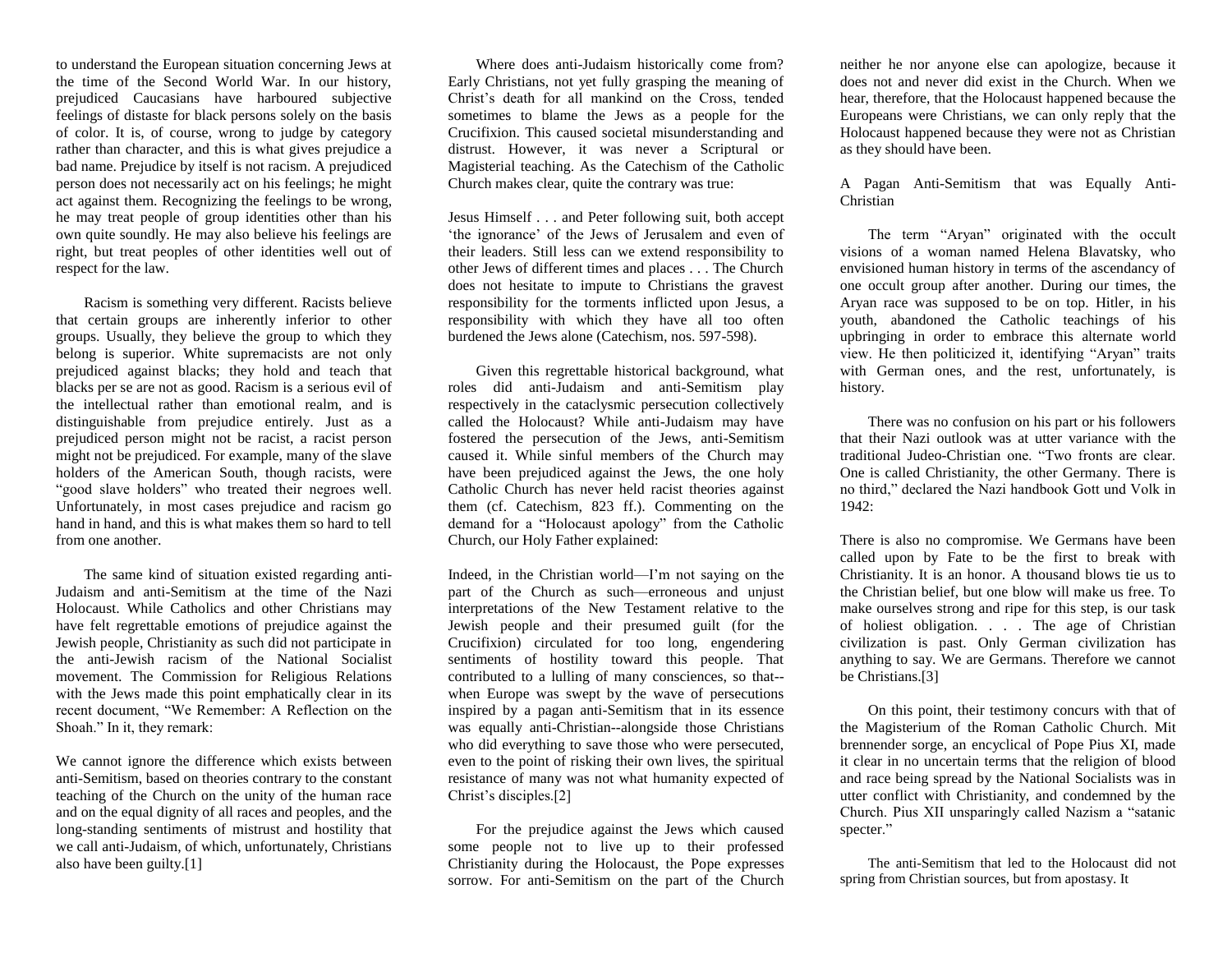to understand the European situation concerning Jews at the time of the Second World War. In our history, prejudiced Caucasians have harboured subjective feelings of distaste for black persons solely on the basis of color. It is, of course, wrong to judge by category rather than character, and this is what gives prejudice a bad name. Prejudice by itself is not racism. A prejudiced person does not necessarily act on his feelings; he might act against them. Recognizing the feelings to be wrong, he may treat people of group identities other than his own quite soundly. He may also believe his feelings are right, but treat peoples of other identities well out of respect for the law.

Racism is something very different. Racists believe that certain groups are inherently inferior to other groups. Usually, they believe the group to which they belong is superior. White supremacists are not only prejudiced against blacks; they hold and teach that blacks per se are not as good. Racism is a serious evil of the intellectual rather than emotional realm, and is distinguishable from prejudice entirely. Just as a prejudiced person might not be racist, a racist person might not be prejudiced. For example, many of the slave holders of the American South, though racists, were "good slave holders" who treated their negroes well. Unfortunately, in most cases prejudice and racism go hand in hand, and this is what makes them so hard to tell from one another.

The same kind of situation existed regarding anti-Judaism and anti-Semitism at the time of the Nazi Holocaust. While Catholics and other Christians may have felt regrettable emotions of prejudice against the Jewish people, Christianity as such did not participate in the anti-Jewish racism of the National Socialist movement. The Commission for Religious Relations with the Jews made this point emphatically clear in its recent document, "We Remember: A Reflection on the Shoah." In it, they remark:

We cannot ignore the difference which exists between anti-Semitism, based on theories contrary to the constant teaching of the Church on the unity of the human race and on the equal dignity of all races and peoples, and the long-standing sentiments of mistrust and hostility that we call anti-Judaism, of which, unfortunately, Christians also have been guilty.[1]

Where does anti-Judaism historically come from? Early Christians, not yet fully grasping the meaning of Christ's death for all mankind on the Cross, tended sometimes to blame the Jews as a people for the Crucifixion. This caused societal misunderstanding and distrust. However, it was never a Scriptural or Magisterial teaching. As the Catechism of the Catholic Church makes clear, quite the contrary was true:

Jesus Himself . . . and Peter following suit, both accept 'the ignorance' of the Jews of Jerusalem and even of their leaders. Still less can we extend responsibility to other Jews of different times and places . . . The Church does not hesitate to impute to Christians the gravest responsibility for the torments inflicted upon Jesus, a responsibility with which they have all too often burdened the Jews alone (Catechism, nos. 597-598).

Given this regrettable historical background, what roles did anti-Judaism and anti-Semitism play respectively in the cataclysmic persecution collectively called the Holocaust? While anti-Judaism may have fostered the persecution of the Jews, anti-Semitism caused it. While sinful members of the Church may have been prejudiced against the Jews, the one holy Catholic Church has never held racist theories against them (cf. Catechism, 823 ff.). Commenting on the demand for a "Holocaust apology" from the Catholic Church, our Holy Father explained:

Indeed, in the Christian world—I'm not saying on the part of the Church as such—erroneous and unjust interpretations of the New Testament relative to the Jewish people and their presumed guilt (for the Crucifixion) circulated for too long, engendering sentiments of hostility toward this people. That contributed to a lulling of many consciences, so that--when Europe was swept by the wave of persecutions inspired by a pagan anti-Semitism that in its essence was equally anti-Christian--alongside those Christians who did everything to save those who were persecuted, even to the point of risking their own lives, the spiritual resistance of many was not what humanity expected of Christ's disciples.[2]

For the prejudice against the Jews which caused some people not to live up to their professed Christianity during the Holocaust, the Pope expresses sorrow. For anti-Semitism on the part of the Church neither he nor anyone else can apologize, because it does not and never did exist in the Church. When we hear, therefore, that the Holocaust happened because the Europeans were Christians, we can only reply that the Holocaust happened because they were not as Christian as they should have been.

## A Pagan Anti-Semitism that was Equally Anti-Christian

The term "Aryan" originated with the occult visions of a woman named Helena Blavatsky, who envisioned human history in terms of the ascendancy of one occult group after another. During our times, the Aryan race was supposed to be on top. Hitler, in his youth, abandoned the Catholic teachings of his upbringing in order to embrace this alternate world view. He then politicized it, identifying "Aryan" traits with German ones, and the rest, unfortunately, is history.

There was no confusion on his part or his followers that their Nazi outlook was at utter variance with the traditional Judeo-Christian one. "Two fronts are clear. One is called Christianity, the other Germany. There is no third," declared the Nazi handbook Gott und Volk in 1942:

There is also no compromise. We Germans have been called upon by Fate to be the first to break with Christianity. It is an honor. A thousand blows tie us to the Christian belief, but one blow will make us free. To make ourselves strong and ripe for this step, is our task of holiest obligation. . . . The age of Christian civilization is past. Only German civilization has anything to say. We are Germans. Therefore we cannot be Christians.[3]

On this point, their testimony concurs with that of the Magisterium of the Roman Catholic Church. Mit brennender sorge, an encyclical of Pope Pius XI, made it clear in no uncertain terms that the religion of blood and race being spread by the National Socialists was in utter conflict with Christianity, and condemned by the Church. Pius XII unsparingly called Nazism a "satanic specter."

The anti-Semitism that led to the Holocaust did not spring from Christian sources, but from apostasy. It